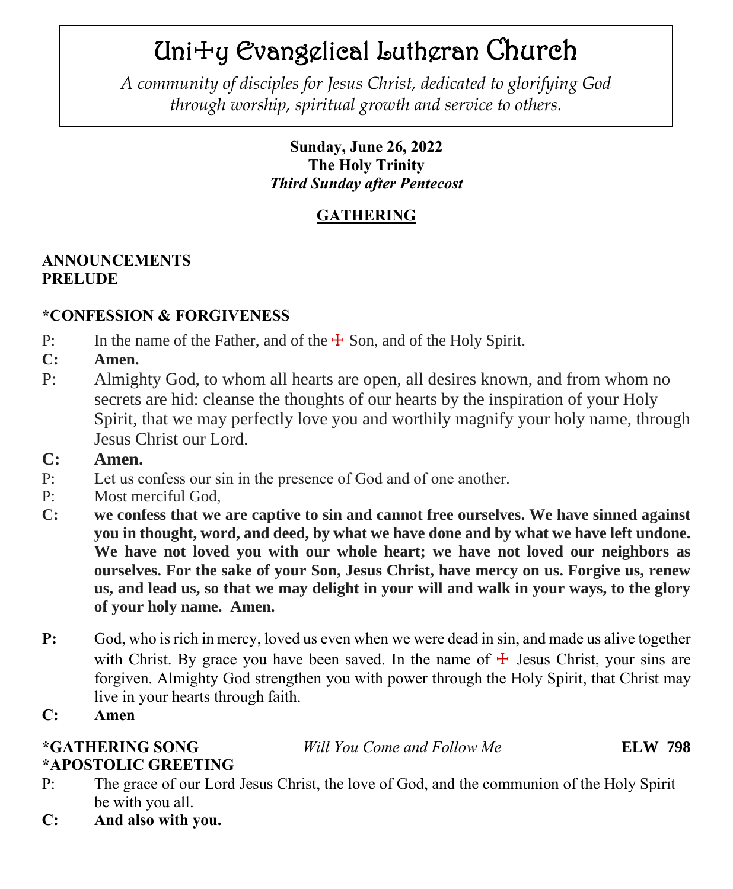# Uni☩y Evangelical Lutheran Church

*A community of disciples for Jesus Christ, dedicated to glorifying God through worship, spiritual growth and service to others.*

**Sunday, June 26, 2022**
**The Holy Trinity**
***Third Sunday after Pentecost***

## GATHERING

**ANNOUNCEMENTS**
**PRELUDE**

**\*CONFESSION & FORGIVENESS**

P: In the name of the Father, and of the ☩ Son, and of the Holy Spirit.

**C: Amen.**

P: Almighty God, to whom all hearts are open, all desires known, and from whom no secrets are hid: cleanse the thoughts of our hearts by the inspiration of your Holy Spirit, that we may perfectly love you and worthily magnify your holy name, through Jesus Christ our Lord.

**C: Amen.**

P: Let us confess our sin in the presence of God and of one another.

P: Most merciful God,

**C: we confess that we are captive to sin and cannot free ourselves. We have sinned against you in thought, word, and deed, by what we have done and by what we have left undone. We have not loved you with our whole heart; we have not loved our neighbors as ourselves. For the sake of your Son, Jesus Christ, have mercy on us. Forgive us, renew us, and lead us, so that we may delight in your will and walk in your ways, to the glory of your holy name. Amen.**

**P:** God, who is rich in mercy, loved us even when we were dead in sin, and made us alive together with Christ. By grace you have been saved. In the name of ☩ Jesus Christ, your sins are forgiven. Almighty God strengthen you with power through the Holy Spirit, that Christ may live in your hearts through faith.

**C: Amen**

**\*GATHERING SONG** *Will You Come and Follow Me* **ELW 798**

**\*APOSTOLIC GREETING**

P: The grace of our Lord Jesus Christ, the love of God, and the communion of the Holy Spirit be with you all.

**C: And also with you.**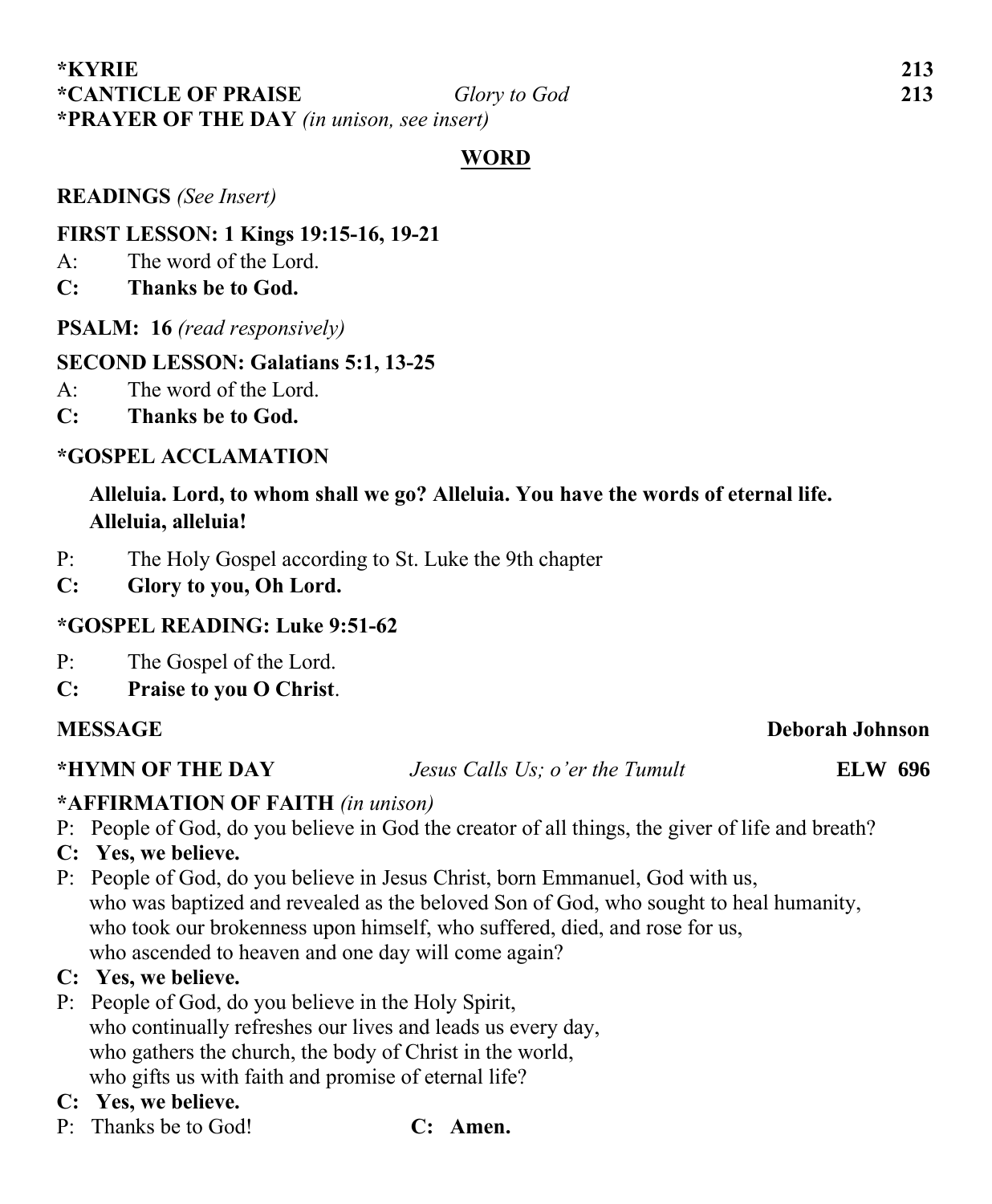**\*KYRIE** **213**

**\*CANTICLE OF PRAISE** *Glory to God* **213**

**\*PRAYER OF THE DAY** *(in unison, see insert)*

## WORD

**READINGS** *(See Insert)*

**FIRST LESSON: 1 Kings 19:15-16, 19-21**

A: The word of the Lord.

**C: Thanks be to God.**

**PSALM: 16** *(read responsively)*

**SECOND LESSON: Galatians 5:1, 13-25**

A: The word of the Lord.

**C: Thanks be to God.**

**\*GOSPEL ACCLAMATION**

**Alleluia. Lord, to whom shall we go? Alleluia. You have the words of eternal life. Alleluia, alleluia!**

P: The Holy Gospel according to St. Luke the 9th chapter

**C: Glory to you, Oh Lord.**

**\*GOSPEL READING: Luke 9:51-62**

P: The Gospel of the Lord.

**C: Praise to you O Christ**.

**MESSAGE** **Deborah Johnson**

**\*HYMN OF THE DAY** *Jesus Calls Us; o'er the Tumult* **ELW 696**

**\*AFFIRMATION OF FAITH** *(in unison)*

P: People of God, do you believe in God the creator of all things, the giver of life and breath?

**C: Yes, we believe.**

P: People of God, do you believe in Jesus Christ, born Emmanuel, God with us,
who was baptized and revealed as the beloved Son of God, who sought to heal humanity,
who took our brokenness upon himself, who suffered, died, and rose for us,
who ascended to heaven and one day will come again?

**C: Yes, we believe.**

P: People of God, do you believe in the Holy Spirit,
who continually refreshes our lives and leads us every day,
who gathers the church, the body of Christ in the world,
who gifts us with faith and promise of eternal life?

**C: Yes, we believe.**

P: Thanks be to God! **C: Amen.**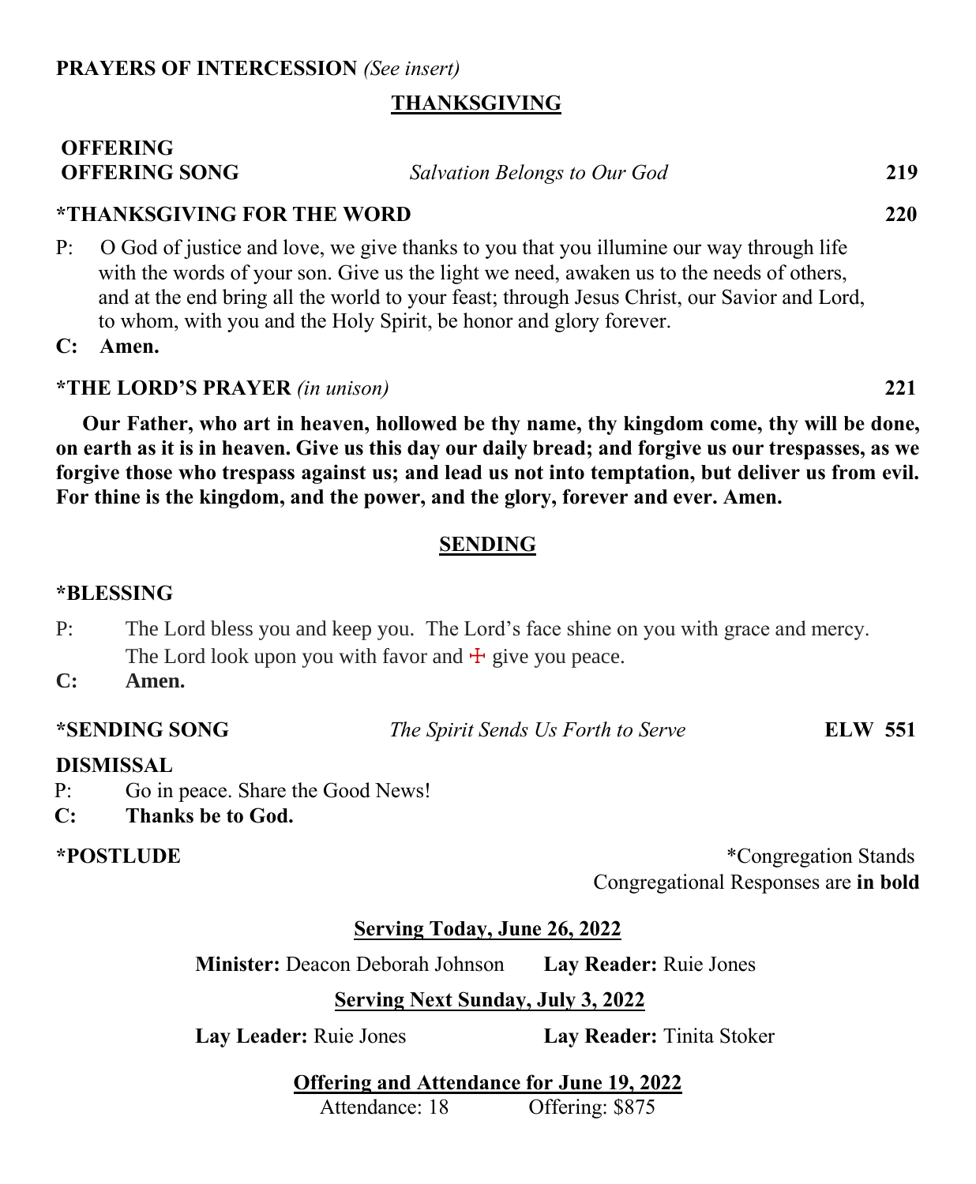**PRAYERS OF INTERCESSION** *(See insert)*

## THANKSGIVING

**OFFERING**

**OFFERING SONG** *Salvation Belongs to Our God* **219**

**\*THANKSGIVING FOR THE WORD** **220**

P: O God of justice and love, we give thanks to you that you illumine our way through life with the words of your son. Give us the light we need, awaken us to the needs of others, and at the end bring all the world to your feast; through Jesus Christ, our Savior and Lord, to whom, with you and the Holy Spirit, be honor and glory forever.

**C: Amen.**

**\*THE LORD'S PRAYER** *(in unison)* **221**

**Our Father, who art in heaven, hallowed be thy name, thy kingdom come, thy will be done, on earth as it is in heaven. Give us this day our daily bread; and forgive us our trespasses, as we forgive those who trespass against us; and lead us not into temptation, but deliver us from evil. For thine is the kingdom, and the power, and the glory, forever and ever. Amen.**

## SENDING

**\*BLESSING**

P: The Lord bless you and keep you. The Lord's face shine on you with grace and mercy. The Lord look upon you with favor and ☩ give you peace.

**C: Amen.**

**\*SENDING SONG** *The Spirit Sends Us Forth to Serve* **ELW 551**

**DISMISSAL**

P: Go in peace. Share the Good News!

**C: Thanks be to God.**

**\*POSTLUDE**

\*Congregation Stands
Congregational Responses are **in bold**

**Serving Today, June 26, 2022**

**Minister:** Deacon Deborah Johnson **Lay Reader:** Ruie Jones

**Serving Next Sunday, July 3, 2022**

**Lay Leader:** Ruie Jones **Lay Reader:** Tinita Stoker

**Offering and Attendance for June 19, 2022**

Attendance: 18 Offering: $875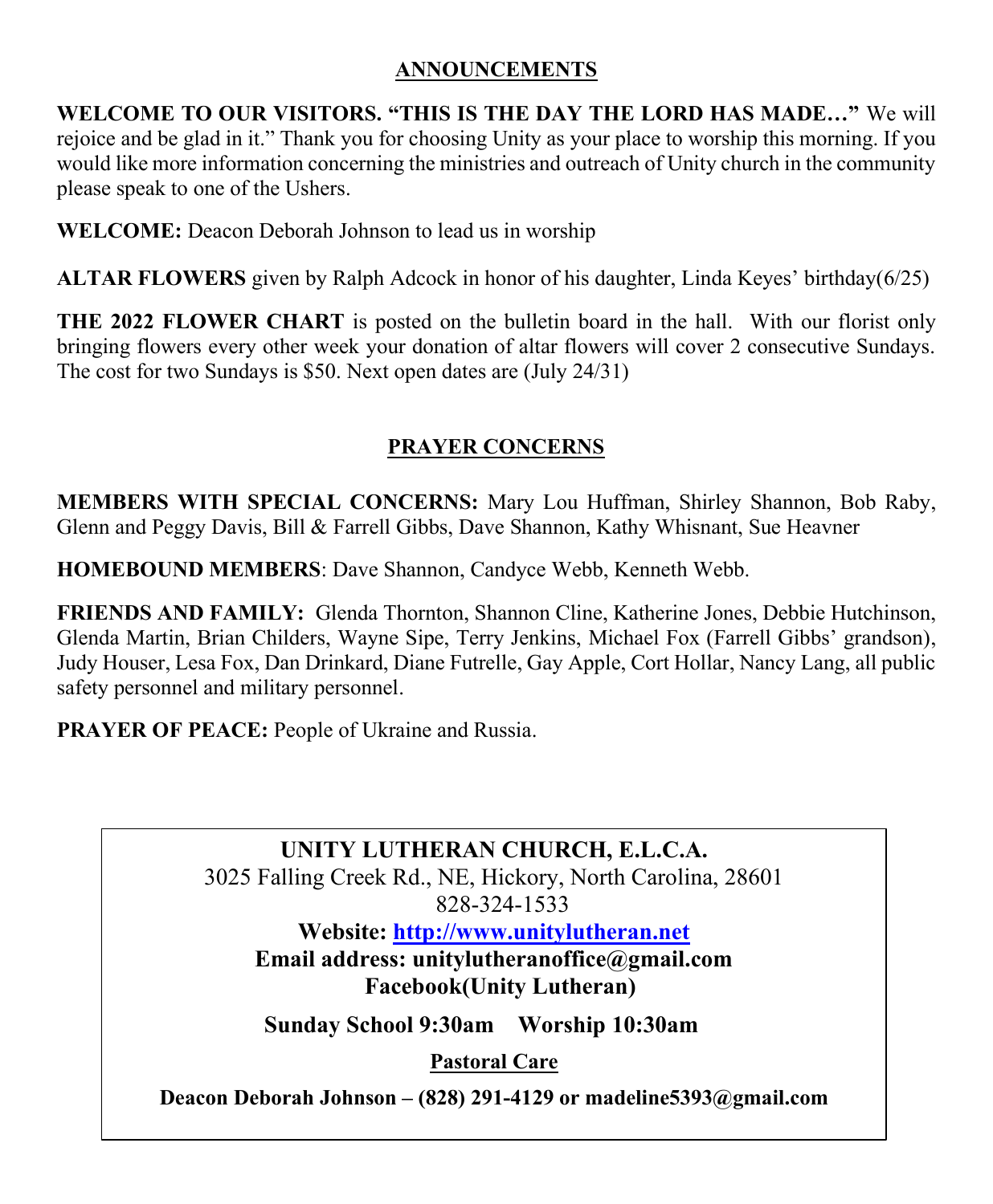## ANNOUNCEMENTS

**WELCOME TO OUR VISITORS. "THIS IS THE DAY THE LORD HAS MADE…"** We will rejoice and be glad in it." Thank you for choosing Unity as your place to worship this morning. If you would like more information concerning the ministries and outreach of Unity church in the community please speak to one of the Ushers.

**WELCOME:** Deacon Deborah Johnson to lead us in worship

**ALTAR FLOWERS** given by Ralph Adcock in honor of his daughter, Linda Keyes' birthday(6/25)

**THE 2022 FLOWER CHART** is posted on the bulletin board in the hall. With our florist only bringing flowers every other week your donation of altar flowers will cover 2 consecutive Sundays. The cost for two Sundays is $50. Next open dates are (July 24/31)

## PRAYER CONCERNS

**MEMBERS WITH SPECIAL CONCERNS:** Mary Lou Huffman, Shirley Shannon, Bob Raby, Glenn and Peggy Davis, Bill & Farrell Gibbs, Dave Shannon, Kathy Whisnant, Sue Heavner

**HOMEBOUND MEMBERS**: Dave Shannon, Candyce Webb, Kenneth Webb.

**FRIENDS AND FAMILY:** Glenda Thornton, Shannon Cline, Katherine Jones, Debbie Hutchinson, Glenda Martin, Brian Childers, Wayne Sipe, Terry Jenkins, Michael Fox (Farrell Gibbs' grandson), Judy Houser, Lesa Fox, Dan Drinkard, Diane Futrelle, Gay Apple, Cort Hollar, Nancy Lang, all public safety personnel and military personnel.

**PRAYER OF PEACE:** People of Ukraine and Russia.

**UNITY LUTHERAN CHURCH, E.L.C.A.**
3025 Falling Creek Rd., NE, Hickory, North Carolina, 28601
828-324-1533
**Website: http://www.unitylutheran.net**
**Email address: unitylutheranoffice@gmail.com**
**Facebook(Unity Lutheran)**

**Sunday School 9:30am Worship 10:30am**

**Pastoral Care**

**Deacon Deborah Johnson – (828) 291-4129 or madeline5393@gmail.com**